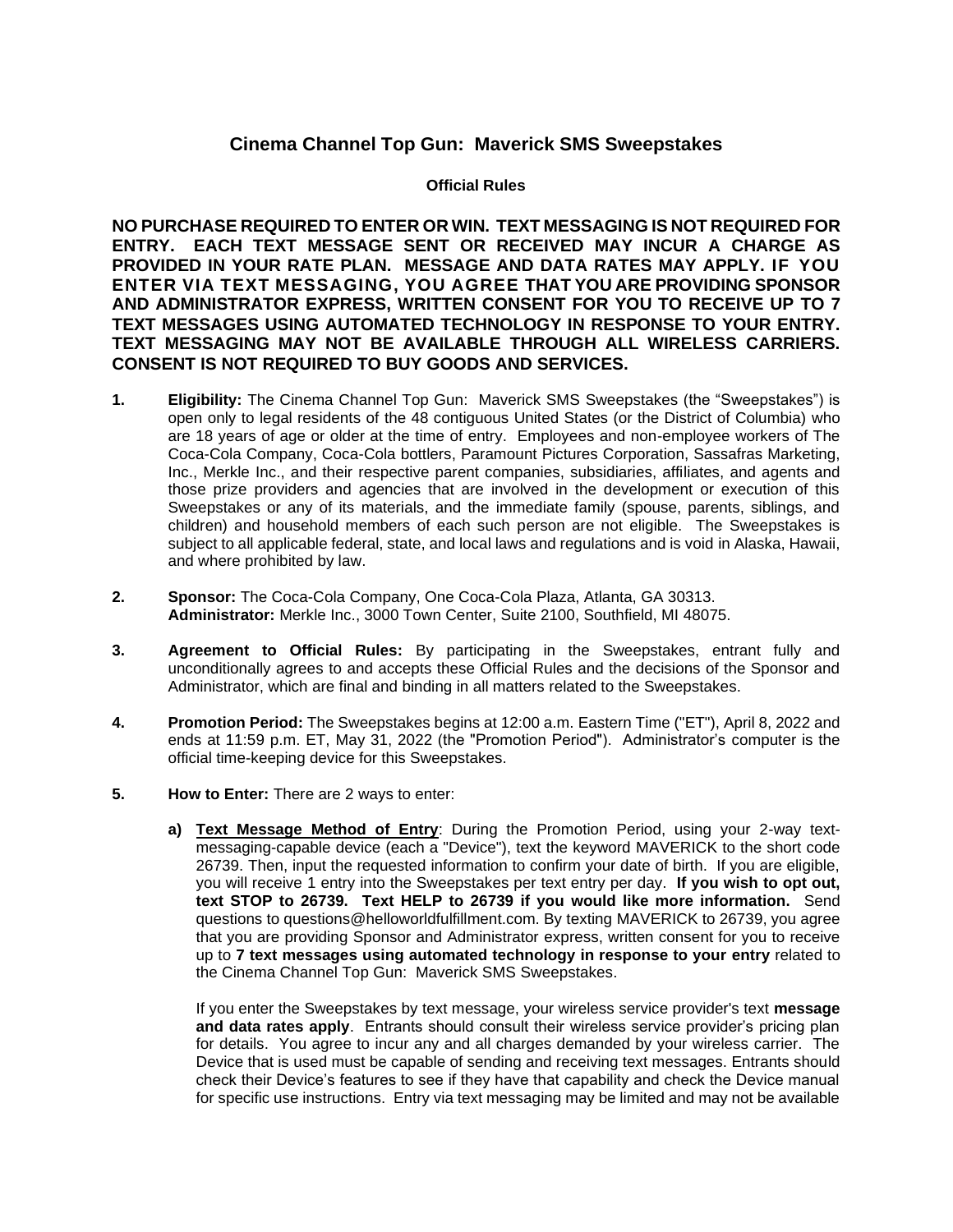# Cinema Channel Top Gun: Maverick SMS Sweepstakes

**Official Rules**

**NO PURCHASE REQUIRED TO ENTER OR WIN. TEXT MESSAGING IS NOT REQUIRED FOR ENTRY. EACH TEXT MESSAGE SENT OR RECEIVED MAY INCUR A CHARGE AS PROVIDED IN YOUR RATE PLAN. MESSAGE AND DATA RATES MAY APPLY. IF YOU ENTER VIA TEXT MESSAGING, YOU AGREE THAT YOU ARE PROVIDING SPONSOR AND ADMINISTRATOR EXPRESS, WRITTEN CONSENT FOR YOU TO RECEIVE UP TO 7 TEXT MESSAGES USING AUTOMATED TECHNOLOGY IN RESPONSE TO YOUR ENTRY. TEXT MESSAGING MAY NOT BE AVAILABLE THROUGH ALL WIRELESS CARRIERS. CONSENT IS NOT REQUIRED TO BUY GOODS AND SERVICES.**

1. **Eligibility:** The Cinema Channel Top Gun: Maverick SMS Sweepstakes (the "Sweepstakes") is open only to legal residents of the 48 contiguous United States (or the District of Columbia) who are 18 years of age or older at the time of entry. Employees and non-employee workers of The Coca-Cola Company, Coca-Cola bottlers, Paramount Pictures Corporation, Sassafras Marketing, Inc., Merkle Inc., and their respective parent companies, subsidiaries, affiliates, and agents and those prize providers and agencies that are involved in the development or execution of this Sweepstakes or any of its materials, and the immediate family (spouse, parents, siblings, and children) and household members of each such person are not eligible. The Sweepstakes is subject to all applicable federal, state, and local laws and regulations and is void in Alaska, Hawaii, and where prohibited by law.

2. **Sponsor:** The Coca-Cola Company, One Coca-Cola Plaza, Atlanta, GA 30313.
   **Administrator:** Merkle Inc., 3000 Town Center, Suite 2100, Southfield, MI 48075.

3. **Agreement to Official Rules:** By participating in the Sweepstakes, entrant fully and unconditionally agrees to and accepts these Official Rules and the decisions of the Sponsor and Administrator, which are final and binding in all matters related to the Sweepstakes.

4. **Promotion Period:** The Sweepstakes begins at 12:00 a.m. Eastern Time ("ET"), April 8, 2022 and ends at 11:59 p.m. ET, May 31, 2022 (the "Promotion Period"). Administrator's computer is the official time-keeping device for this Sweepstakes.

5. **How to Enter:** There are 2 ways to enter:

   a) **Text Message Method of Entry**: During the Promotion Period, using your 2-way text-messaging-capable device (each a "Device"), text the keyword MAVERICK to the short code 26739. Then, input the requested information to confirm your date of birth. If you are eligible, you will receive 1 entry into the Sweepstakes per text entry per day. **If you wish to opt out, text STOP to 26739. Text HELP to 26739 if you would like more information.** Send questions to questions@helloworldfulfillment.com. By texting MAVERICK to 26739, you agree that you are providing Sponsor and Administrator express, written consent for you to receive up to **7 text messages using automated technology in response to your entry** related to the Cinema Channel Top Gun: Maverick SMS Sweepstakes.

   If you enter the Sweepstakes by text message, your wireless service provider's text **message and data rates apply**. Entrants should consult their wireless service provider's pricing plan for details. You agree to incur any and all charges demanded by your wireless carrier. The Device that is used must be capable of sending and receiving text messages. Entrants should check their Device's features to see if they have that capability and check the Device manual for specific use instructions. Entry via text messaging may be limited and may not be available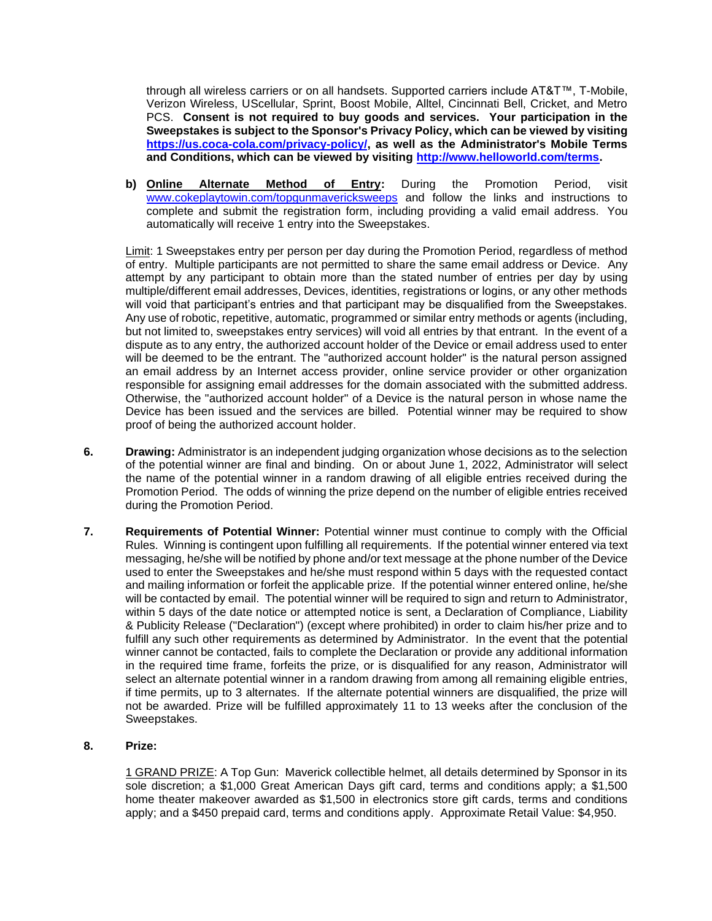through all wireless carriers or on all handsets. Supported carriers include AT&T™, T-Mobile, Verizon Wireless, UScellular, Sprint, Boost Mobile, Alltel, Cincinnati Bell, Cricket, and Metro PCS. **Consent is not required to buy goods and services. Your participation in the Sweepstakes is subject to the Sponsor's Privacy Policy, which can be viewed by visiting [https://us.coca-cola.com/privacy-policy/](https://us.coca-cola.com/privacy-policy/), as well as the Administrator's Mobile Terms and Conditions, which can be viewed by visiting [http://www.helloworld.com/terms](http://www.helloworld.com/terms).**

**b) <u>Online Alternate Method of Entry</u>:** During the Promotion Period, visit [www.cokeplaytowin.com/topgunmavericksweeps](www.cokeplaytowin.com/topgunmavericksweeps) and follow the links and instructions to complete and submit the registration form, including providing a valid email address. You automatically will receive 1 entry into the Sweepstakes.

<u>Limit</u>: 1 Sweepstakes entry per person per day during the Promotion Period, regardless of method of entry. Multiple participants are not permitted to share the same email address or Device. Any attempt by any participant to obtain more than the stated number of entries per day by using multiple/different email addresses, Devices, identities, registrations or logins, or any other methods will void that participant's entries and that participant may be disqualified from the Sweepstakes. Any use of robotic, repetitive, automatic, programmed or similar entry methods or agents (including, but not limited to, sweepstakes entry services) will void all entries by that entrant. In the event of a dispute as to any entry, the authorized account holder of the Device or email address used to enter will be deemed to be the entrant. The "authorized account holder" is the natural person assigned an email address by an Internet access provider, online service provider or other organization responsible for assigning email addresses for the domain associated with the submitted address. Otherwise, the "authorized account holder" of a Device is the natural person in whose name the Device has been issued and the services are billed. Potential winner may be required to show proof of being the authorized account holder.

**6. Drawing:** Administrator is an independent judging organization whose decisions as to the selection of the potential winner are final and binding. On or about June 1, 2022, Administrator will select the name of the potential winner in a random drawing of all eligible entries received during the Promotion Period. The odds of winning the prize depend on the number of eligible entries received during the Promotion Period.

**7. Requirements of Potential Winner:** Potential winner must continue to comply with the Official Rules. Winning is contingent upon fulfilling all requirements. If the potential winner entered via text messaging, he/she will be notified by phone and/or text message at the phone number of the Device used to enter the Sweepstakes and he/she must respond within 5 days with the requested contact and mailing information or forfeit the applicable prize. If the potential winner entered online, he/she will be contacted by email. The potential winner will be required to sign and return to Administrator, within 5 days of the date notice or attempted notice is sent, a Declaration of Compliance, Liability & Publicity Release ("Declaration") (except where prohibited) in order to claim his/her prize and to fulfill any such other requirements as determined by Administrator. In the event that the potential winner cannot be contacted, fails to complete the Declaration or provide any additional information in the required time frame, forfeits the prize, or is disqualified for any reason, Administrator will select an alternate potential winner in a random drawing from among all remaining eligible entries, if time permits, up to 3 alternates. If the alternate potential winners are disqualified, the prize will not be awarded. Prize will be fulfilled approximately 11 to 13 weeks after the conclusion of the Sweepstakes.

**8. Prize:**

<u>1 GRAND PRIZE</u>: A Top Gun: Maverick collectible helmet, all details determined by Sponsor in its sole discretion; a $1,000 Great American Days gift card, terms and conditions apply; a $1,500 home theater makeover awarded as $1,500 in electronics store gift cards, terms and conditions apply; and a $450 prepaid card, terms and conditions apply. Approximate Retail Value: $4,950.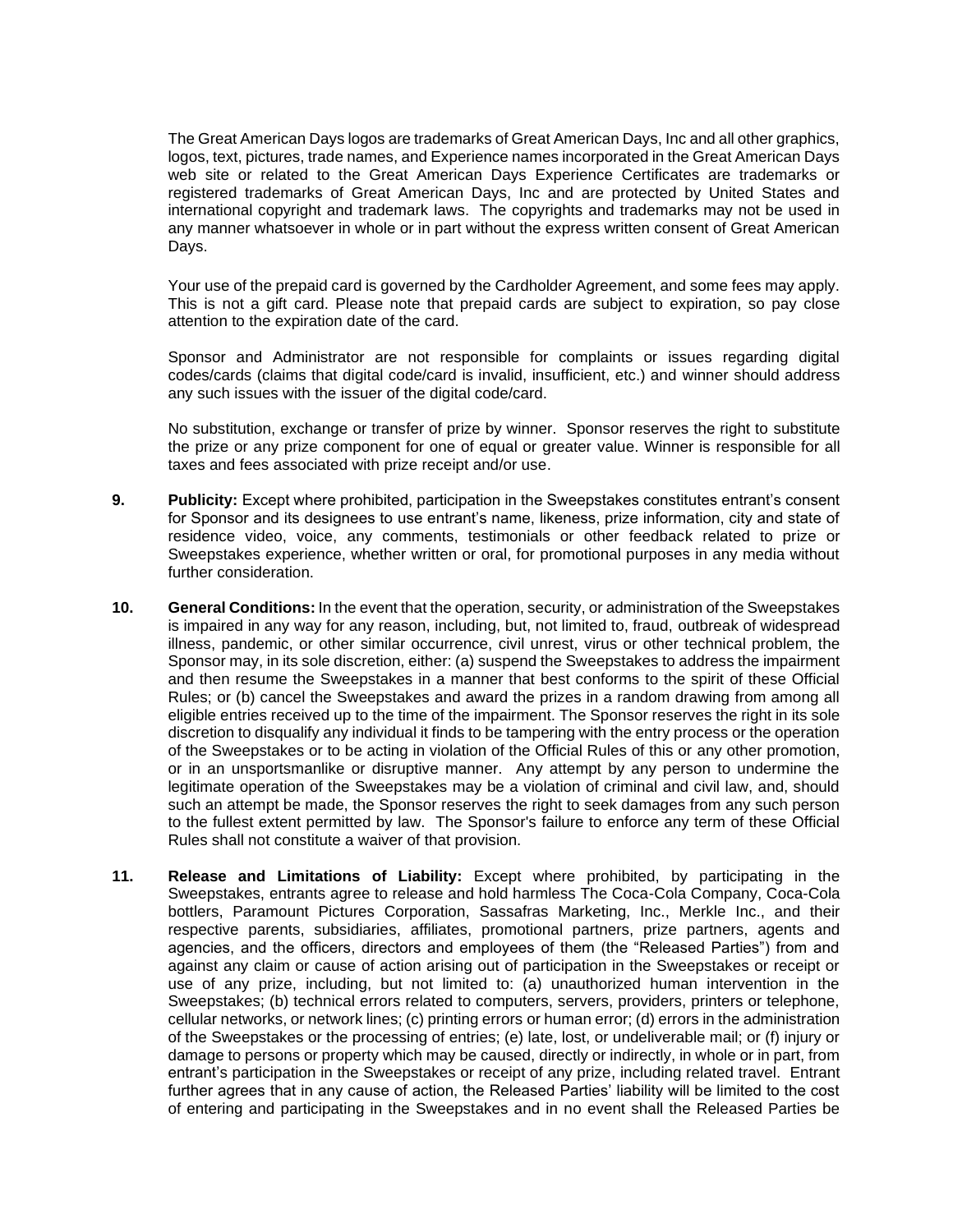The Great American Days logos are trademarks of Great American Days, Inc and all other graphics, logos, text, pictures, trade names, and Experience names incorporated in the Great American Days web site or related to the Great American Days Experience Certificates are trademarks or registered trademarks of Great American Days, Inc and are protected by United States and international copyright and trademark laws. The copyrights and trademarks may not be used in any manner whatsoever in whole or in part without the express written consent of Great American Days.

Your use of the prepaid card is governed by the Cardholder Agreement, and some fees may apply. This is not a gift card. Please note that prepaid cards are subject to expiration, so pay close attention to the expiration date of the card.

Sponsor and Administrator are not responsible for complaints or issues regarding digital codes/cards (claims that digital code/card is invalid, insufficient, etc.) and winner should address any such issues with the issuer of the digital code/card.

No substitution, exchange or transfer of prize by winner. Sponsor reserves the right to substitute the prize or any prize component for one of equal or greater value. Winner is responsible for all taxes and fees associated with prize receipt and/or use.

**9. Publicity:** Except where prohibited, participation in the Sweepstakes constitutes entrant's consent for Sponsor and its designees to use entrant's name, likeness, prize information, city and state of residence video, voice, any comments, testimonials or other feedback related to prize or Sweepstakes experience, whether written or oral, for promotional purposes in any media without further consideration.

**10. General Conditions:** In the event that the operation, security, or administration of the Sweepstakes is impaired in any way for any reason, including, but, not limited to, fraud, outbreak of widespread illness, pandemic, or other similar occurrence, civil unrest, virus or other technical problem, the Sponsor may, in its sole discretion, either: (a) suspend the Sweepstakes to address the impairment and then resume the Sweepstakes in a manner that best conforms to the spirit of these Official Rules; or (b) cancel the Sweepstakes and award the prizes in a random drawing from among all eligible entries received up to the time of the impairment. The Sponsor reserves the right in its sole discretion to disqualify any individual it finds to be tampering with the entry process or the operation of the Sweepstakes or to be acting in violation of the Official Rules of this or any other promotion, or in an unsportsmanlike or disruptive manner. Any attempt by any person to undermine the legitimate operation of the Sweepstakes may be a violation of criminal and civil law, and, should such an attempt be made, the Sponsor reserves the right to seek damages from any such person to the fullest extent permitted by law. The Sponsor's failure to enforce any term of these Official Rules shall not constitute a waiver of that provision.

**11. Release and Limitations of Liability:** Except where prohibited, by participating in the Sweepstakes, entrants agree to release and hold harmless The Coca-Cola Company, Coca-Cola bottlers, Paramount Pictures Corporation, Sassafras Marketing, Inc., Merkle Inc., and their respective parents, subsidiaries, affiliates, promotional partners, prize partners, agents and agencies, and the officers, directors and employees of them (the "Released Parties") from and against any claim or cause of action arising out of participation in the Sweepstakes or receipt or use of any prize, including, but not limited to: (a) unauthorized human intervention in the Sweepstakes; (b) technical errors related to computers, servers, providers, printers or telephone, cellular networks, or network lines; (c) printing errors or human error; (d) errors in the administration of the Sweepstakes or the processing of entries; (e) late, lost, or undeliverable mail; or (f) injury or damage to persons or property which may be caused, directly or indirectly, in whole or in part, from entrant's participation in the Sweepstakes or receipt of any prize, including related travel. Entrant further agrees that in any cause of action, the Released Parties' liability will be limited to the cost of entering and participating in the Sweepstakes and in no event shall the Released Parties be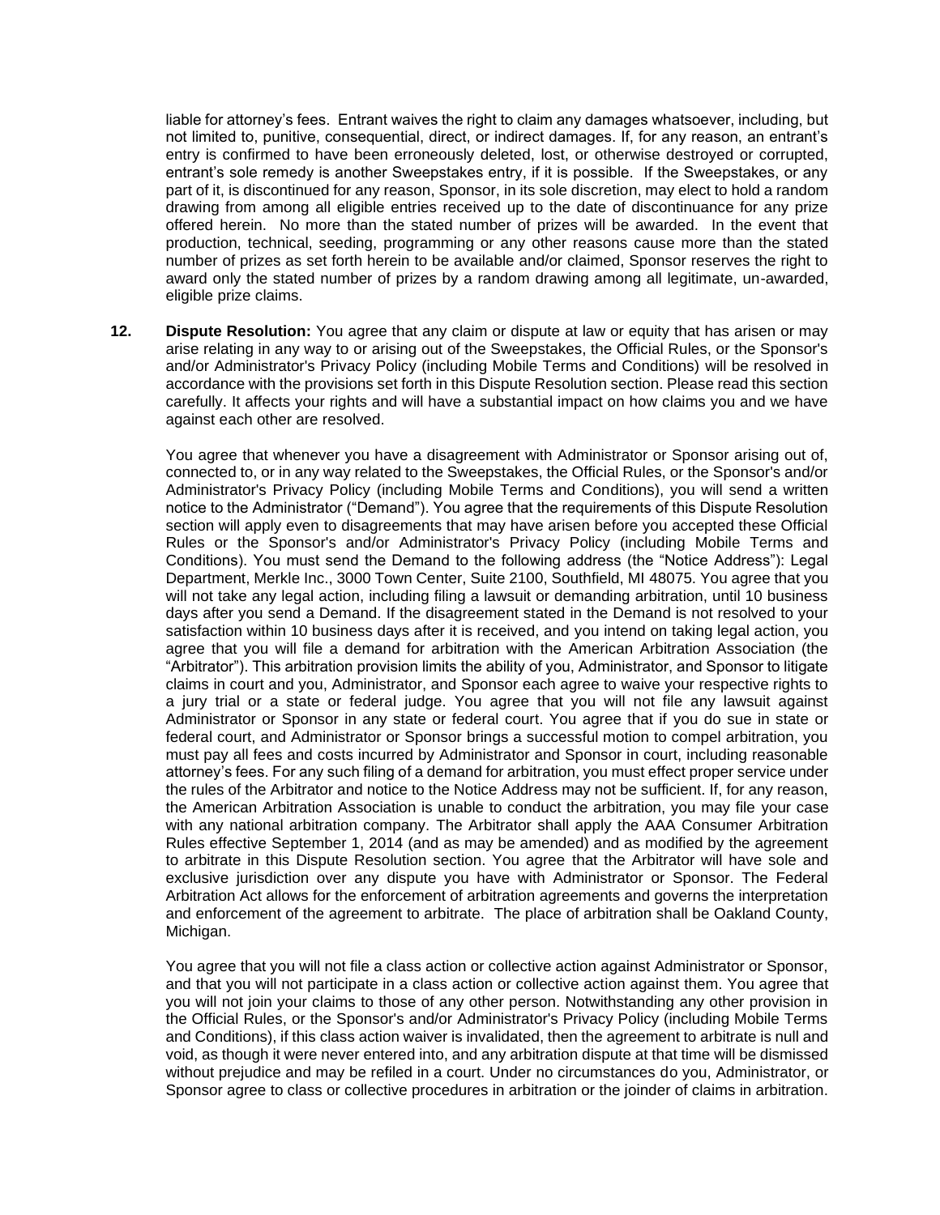liable for attorney's fees. Entrant waives the right to claim any damages whatsoever, including, but not limited to, punitive, consequential, direct, or indirect damages. If, for any reason, an entrant's entry is confirmed to have been erroneously deleted, lost, or otherwise destroyed or corrupted, entrant's sole remedy is another Sweepstakes entry, if it is possible. If the Sweepstakes, or any part of it, is discontinued for any reason, Sponsor, in its sole discretion, may elect to hold a random drawing from among all eligible entries received up to the date of discontinuance for any prize offered herein. No more than the stated number of prizes will be awarded. In the event that production, technical, seeding, programming or any other reasons cause more than the stated number of prizes as set forth herein to be available and/or claimed, Sponsor reserves the right to award only the stated number of prizes by a random drawing among all legitimate, un-awarded, eligible prize claims.

**12. Dispute Resolution:** You agree that any claim or dispute at law or equity that has arisen or may arise relating in any way to or arising out of the Sweepstakes, the Official Rules, or the Sponsor's and/or Administrator's Privacy Policy (including Mobile Terms and Conditions) will be resolved in accordance with the provisions set forth in this Dispute Resolution section. Please read this section carefully. It affects your rights and will have a substantial impact on how claims you and we have against each other are resolved.

You agree that whenever you have a disagreement with Administrator or Sponsor arising out of, connected to, or in any way related to the Sweepstakes, the Official Rules, or the Sponsor's and/or Administrator's Privacy Policy (including Mobile Terms and Conditions), you will send a written notice to the Administrator ("Demand"). You agree that the requirements of this Dispute Resolution section will apply even to disagreements that may have arisen before you accepted these Official Rules or the Sponsor's and/or Administrator's Privacy Policy (including Mobile Terms and Conditions). You must send the Demand to the following address (the "Notice Address"): Legal Department, Merkle Inc., 3000 Town Center, Suite 2100, Southfield, MI 48075. You agree that you will not take any legal action, including filing a lawsuit or demanding arbitration, until 10 business days after you send a Demand. If the disagreement stated in the Demand is not resolved to your satisfaction within 10 business days after it is received, and you intend on taking legal action, you agree that you will file a demand for arbitration with the American Arbitration Association (the "Arbitrator"). This arbitration provision limits the ability of you, Administrator, and Sponsor to litigate claims in court and you, Administrator, and Sponsor each agree to waive your respective rights to a jury trial or a state or federal judge. You agree that you will not file any lawsuit against Administrator or Sponsor in any state or federal court. You agree that if you do sue in state or federal court, and Administrator or Sponsor brings a successful motion to compel arbitration, you must pay all fees and costs incurred by Administrator and Sponsor in court, including reasonable attorney's fees. For any such filing of a demand for arbitration, you must effect proper service under the rules of the Arbitrator and notice to the Notice Address may not be sufficient. If, for any reason, the American Arbitration Association is unable to conduct the arbitration, you may file your case with any national arbitration company. The Arbitrator shall apply the AAA Consumer Arbitration Rules effective September 1, 2014 (and as may be amended) and as modified by the agreement to arbitrate in this Dispute Resolution section. You agree that the Arbitrator will have sole and exclusive jurisdiction over any dispute you have with Administrator or Sponsor. The Federal Arbitration Act allows for the enforcement of arbitration agreements and governs the interpretation and enforcement of the agreement to arbitrate. The place of arbitration shall be Oakland County, Michigan.

You agree that you will not file a class action or collective action against Administrator or Sponsor, and that you will not participate in a class action or collective action against them. You agree that you will not join your claims to those of any other person. Notwithstanding any other provision in the Official Rules, or the Sponsor's and/or Administrator's Privacy Policy (including Mobile Terms and Conditions), if this class action waiver is invalidated, then the agreement to arbitrate is null and void, as though it were never entered into, and any arbitration dispute at that time will be dismissed without prejudice and may be refiled in a court. Under no circumstances do you, Administrator, or Sponsor agree to class or collective procedures in arbitration or the joinder of claims in arbitration.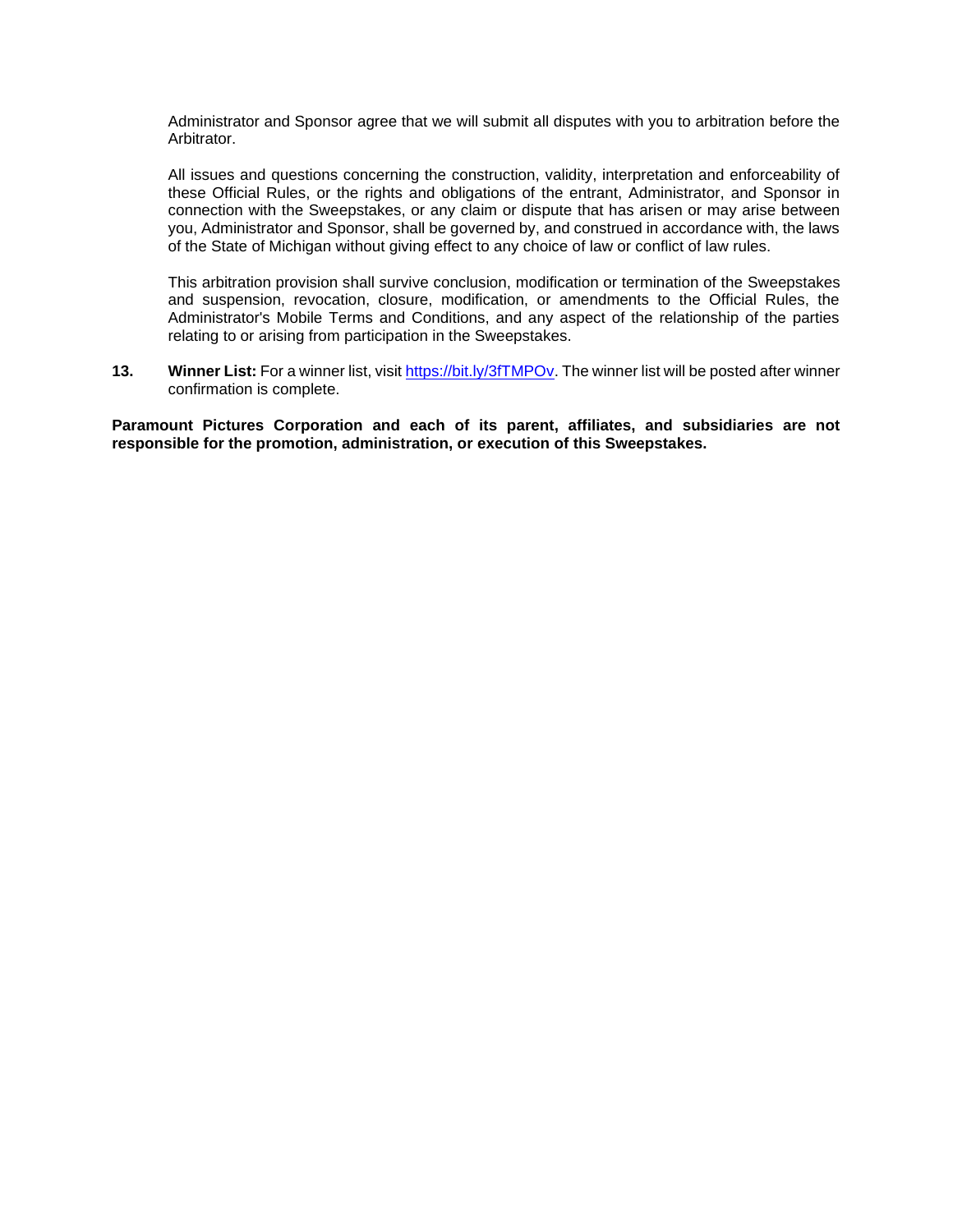Administrator and Sponsor agree that we will submit all disputes with you to arbitration before the Arbitrator.

All issues and questions concerning the construction, validity, interpretation and enforceability of these Official Rules, or the rights and obligations of the entrant, Administrator, and Sponsor in connection with the Sweepstakes, or any claim or dispute that has arisen or may arise between you, Administrator and Sponsor, shall be governed by, and construed in accordance with, the laws of the State of Michigan without giving effect to any choice of law or conflict of law rules.

This arbitration provision shall survive conclusion, modification or termination of the Sweepstakes and suspension, revocation, closure, modification, or amendments to the Official Rules, the Administrator's Mobile Terms and Conditions, and any aspect of the relationship of the parties relating to or arising from participation in the Sweepstakes.

13. **Winner List:** For a winner list, visit https://bit.ly/3fTMPOv. The winner list will be posted after winner confirmation is complete.

**Paramount Pictures Corporation and each of its parent, affiliates, and subsidiaries are not responsible for the promotion, administration, or execution of this Sweepstakes.**